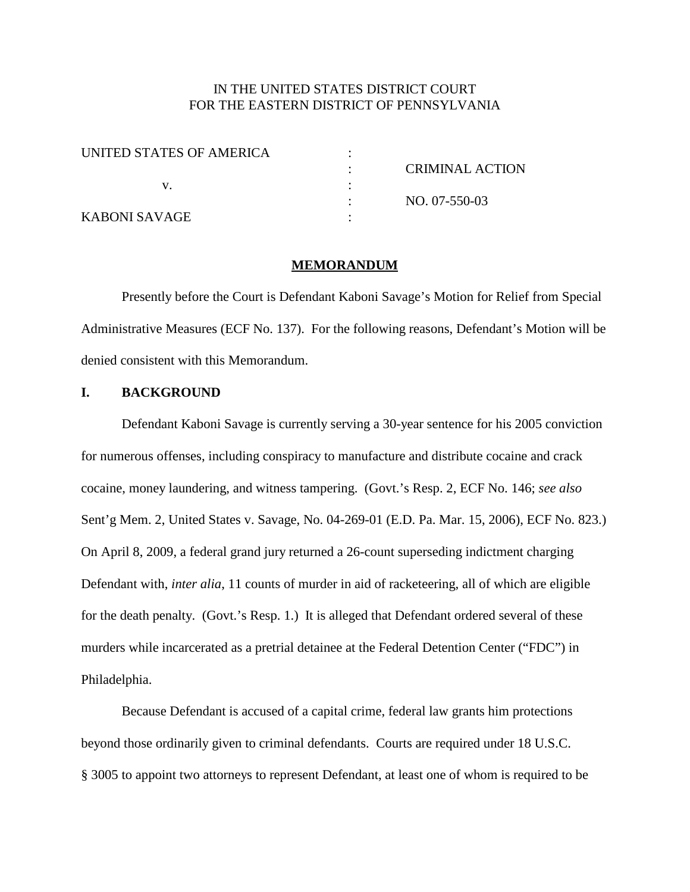IN THE UNITED STATES DISTRICT COURT
FOR THE EASTERN DISTRICT OF PENNSYLVANIA

| | | |
|---|---|---|
| UNITED STATES OF AMERICA | : | |
| | : | CRIMINAL ACTION |
| v. | : | |
| | : | NO. 07-550-03 |
| KABONI SAVAGE | : | |

**MEMORANDUM**

Presently before the Court is Defendant Kaboni Savage's Motion for Relief from Special Administrative Measures (ECF No. 137). For the following reasons, Defendant's Motion will be denied consistent with this Memorandum.

## I. BACKGROUND

Defendant Kaboni Savage is currently serving a 30-year sentence for his 2005 conviction for numerous offenses, including conspiracy to manufacture and distribute cocaine and crack cocaine, money laundering, and witness tampering. (Govt.'s Resp. 2, ECF No. 146; *see also* Sent'g Mem. 2, United States v. Savage, No. 04-269-01 (E.D. Pa. Mar. 15, 2006), ECF No. 823.) On April 8, 2009, a federal grand jury returned a 26-count superseding indictment charging Defendant with, *inter alia*, 11 counts of murder in aid of racketeering, all of which are eligible for the death penalty. (Govt.'s Resp. 1.) It is alleged that Defendant ordered several of these murders while incarcerated as a pretrial detainee at the Federal Detention Center ("FDC") in Philadelphia.

Because Defendant is accused of a capital crime, federal law grants him protections beyond those ordinarily given to criminal defendants. Courts are required under 18 U.S.C. § 3005 to appoint two attorneys to represent Defendant, at least one of whom is required to be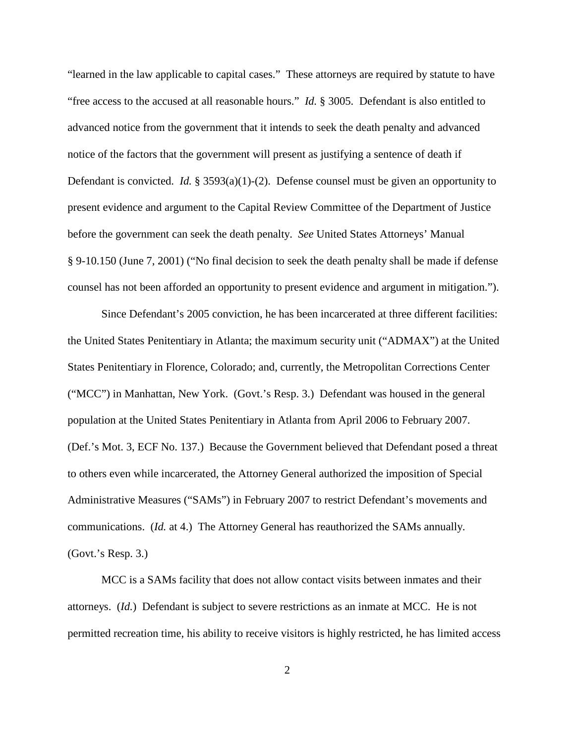"learned in the law applicable to capital cases." These attorneys are required by statute to have "free access to the accused at all reasonable hours." *Id.* § 3005. Defendant is also entitled to advanced notice from the government that it intends to seek the death penalty and advanced notice of the factors that the government will present as justifying a sentence of death if Defendant is convicted. *Id.* § 3593(a)(1)-(2). Defense counsel must be given an opportunity to present evidence and argument to the Capital Review Committee of the Department of Justice before the government can seek the death penalty. *See* United States Attorneys' Manual § 9-10.150 (June 7, 2001) ("No final decision to seek the death penalty shall be made if defense counsel has not been afforded an opportunity to present evidence and argument in mitigation.").

Since Defendant's 2005 conviction, he has been incarcerated at three different facilities: the United States Penitentiary in Atlanta; the maximum security unit ("ADMAX") at the United States Penitentiary in Florence, Colorado; and, currently, the Metropolitan Corrections Center ("MCC") in Manhattan, New York. (Govt.'s Resp. 3.) Defendant was housed in the general population at the United States Penitentiary in Atlanta from April 2006 to February 2007. (Def.'s Mot. 3, ECF No. 137.) Because the Government believed that Defendant posed a threat to others even while incarcerated, the Attorney General authorized the imposition of Special Administrative Measures ("SAMs") in February 2007 to restrict Defendant's movements and communications. (*Id.* at 4.) The Attorney General has reauthorized the SAMs annually. (Govt.'s Resp. 3.)

MCC is a SAMs facility that does not allow contact visits between inmates and their attorneys. (*Id.*) Defendant is subject to severe restrictions as an inmate at MCC. He is not permitted recreation time, his ability to receive visitors is highly restricted, he has limited access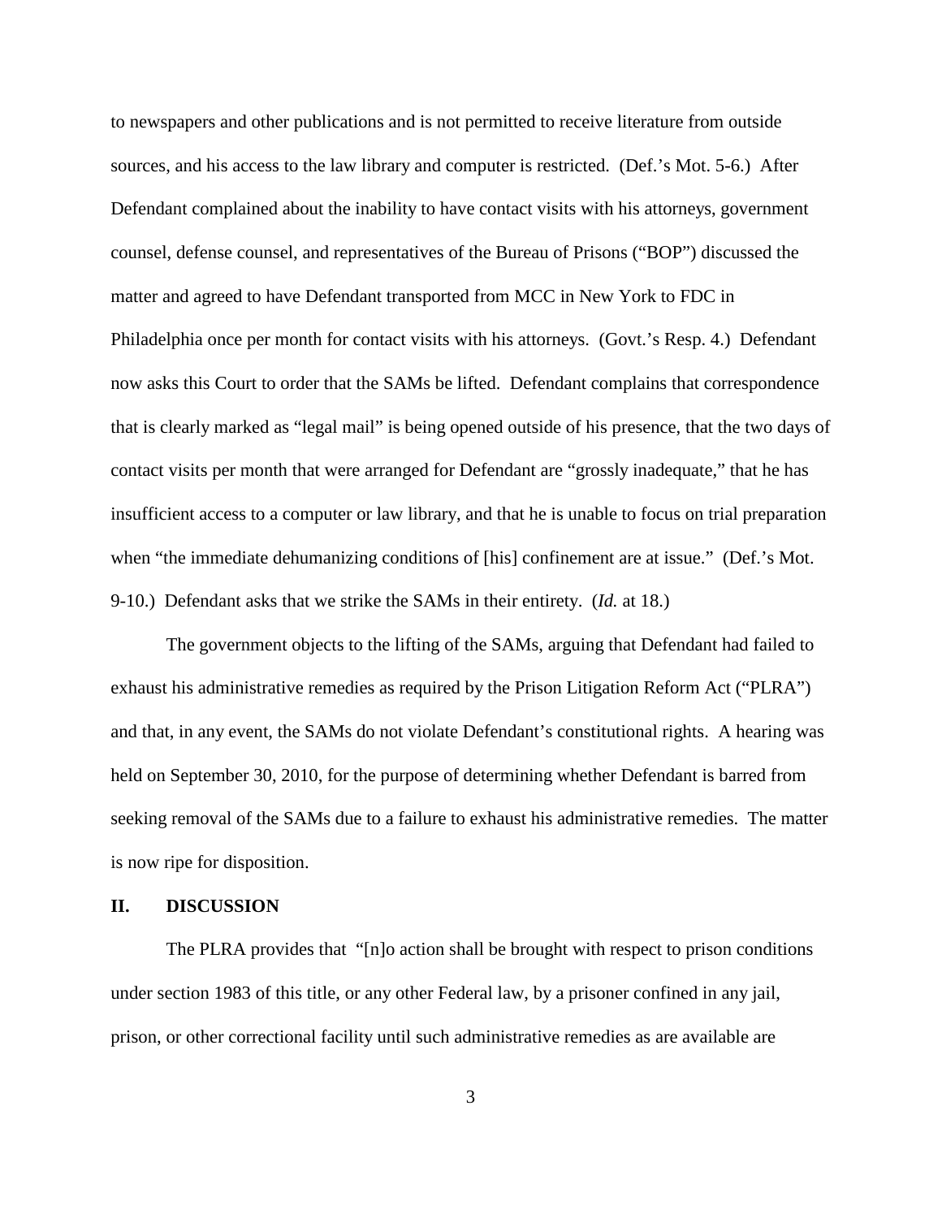to newspapers and other publications and is not permitted to receive literature from outside sources, and his access to the law library and computer is restricted. (Def.'s Mot. 5-6.) After Defendant complained about the inability to have contact visits with his attorneys, government counsel, defense counsel, and representatives of the Bureau of Prisons ("BOP") discussed the matter and agreed to have Defendant transported from MCC in New York to FDC in Philadelphia once per month for contact visits with his attorneys. (Govt.'s Resp. 4.) Defendant now asks this Court to order that the SAMs be lifted. Defendant complains that correspondence that is clearly marked as "legal mail" is being opened outside of his presence, that the two days of contact visits per month that were arranged for Defendant are "grossly inadequate," that he has insufficient access to a computer or law library, and that he is unable to focus on trial preparation when "the immediate dehumanizing conditions of [his] confinement are at issue." (Def.'s Mot. 9-10.) Defendant asks that we strike the SAMs in their entirety. (*Id.* at 18.)

The government objects to the lifting of the SAMs, arguing that Defendant had failed to exhaust his administrative remedies as required by the Prison Litigation Reform Act ("PLRA") and that, in any event, the SAMs do not violate Defendant's constitutional rights. A hearing was held on September 30, 2010, for the purpose of determining whether Defendant is barred from seeking removal of the SAMs due to a failure to exhaust his administrative remedies. The matter is now ripe for disposition.

## II. DISCUSSION

The PLRA provides that "[n]o action shall be brought with respect to prison conditions under section 1983 of this title, or any other Federal law, by a prisoner confined in any jail, prison, or other correctional facility until such administrative remedies as are available are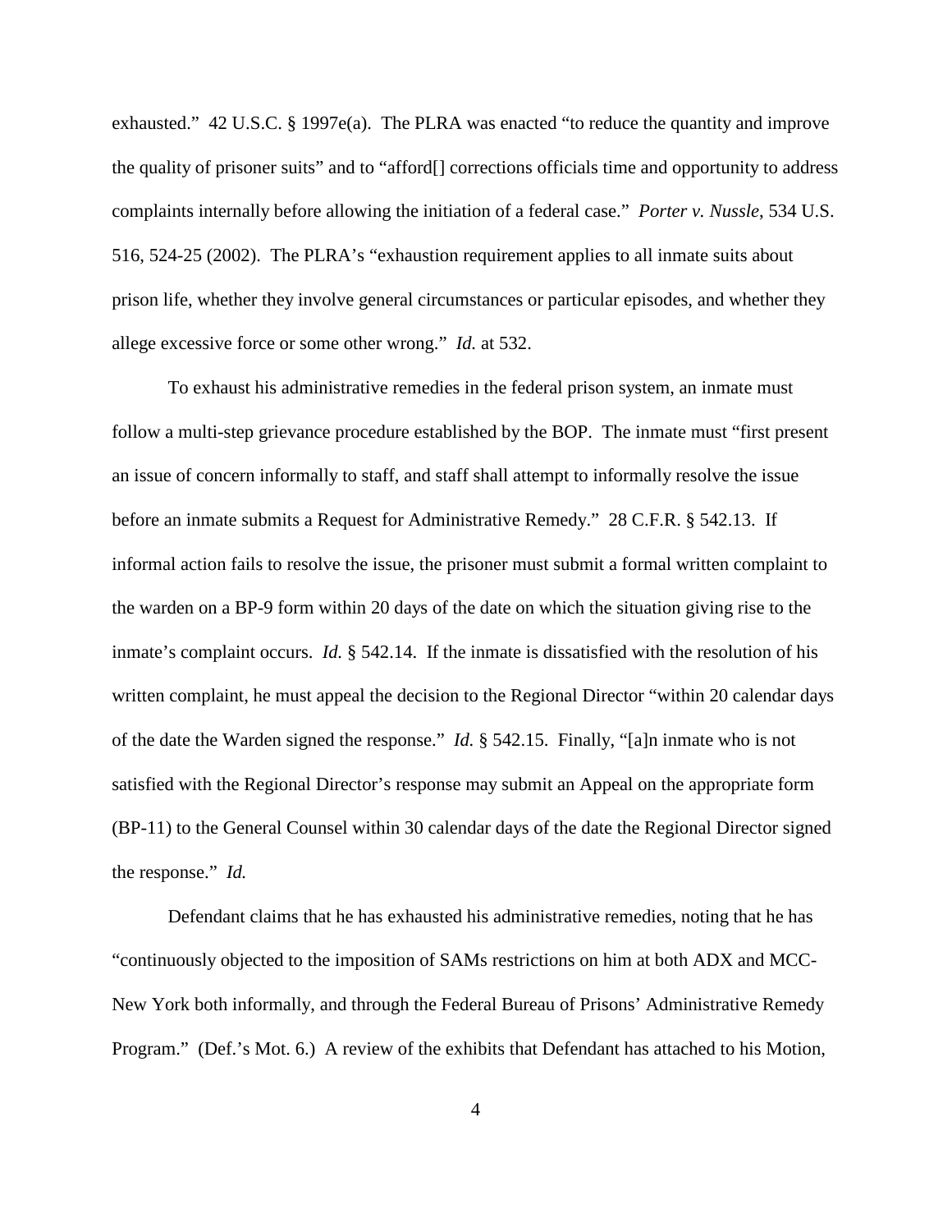exhausted." 42 U.S.C. § 1997e(a). The PLRA was enacted "to reduce the quantity and improve the quality of prisoner suits" and to "afford[] corrections officials time and opportunity to address complaints internally before allowing the initiation of a federal case." *Porter v. Nussle*, 534 U.S. 516, 524-25 (2002). The PLRA's "exhaustion requirement applies to all inmate suits about prison life, whether they involve general circumstances or particular episodes, and whether they allege excessive force or some other wrong." *Id.* at 532.

To exhaust his administrative remedies in the federal prison system, an inmate must follow a multi-step grievance procedure established by the BOP. The inmate must "first present an issue of concern informally to staff, and staff shall attempt to informally resolve the issue before an inmate submits a Request for Administrative Remedy." 28 C.F.R. § 542.13. If informal action fails to resolve the issue, the prisoner must submit a formal written complaint to the warden on a BP-9 form within 20 days of the date on which the situation giving rise to the inmate's complaint occurs. *Id.* § 542.14. If the inmate is dissatisfied with the resolution of his written complaint, he must appeal the decision to the Regional Director "within 20 calendar days of the date the Warden signed the response." *Id.* § 542.15. Finally, "[a]n inmate who is not satisfied with the Regional Director's response may submit an Appeal on the appropriate form (BP-11) to the General Counsel within 30 calendar days of the date the Regional Director signed the response." *Id.*

Defendant claims that he has exhausted his administrative remedies, noting that he has "continuously objected to the imposition of SAMs restrictions on him at both ADX and MCC-New York both informally, and through the Federal Bureau of Prisons' Administrative Remedy Program." (Def.'s Mot. 6.) A review of the exhibits that Defendant has attached to his Motion,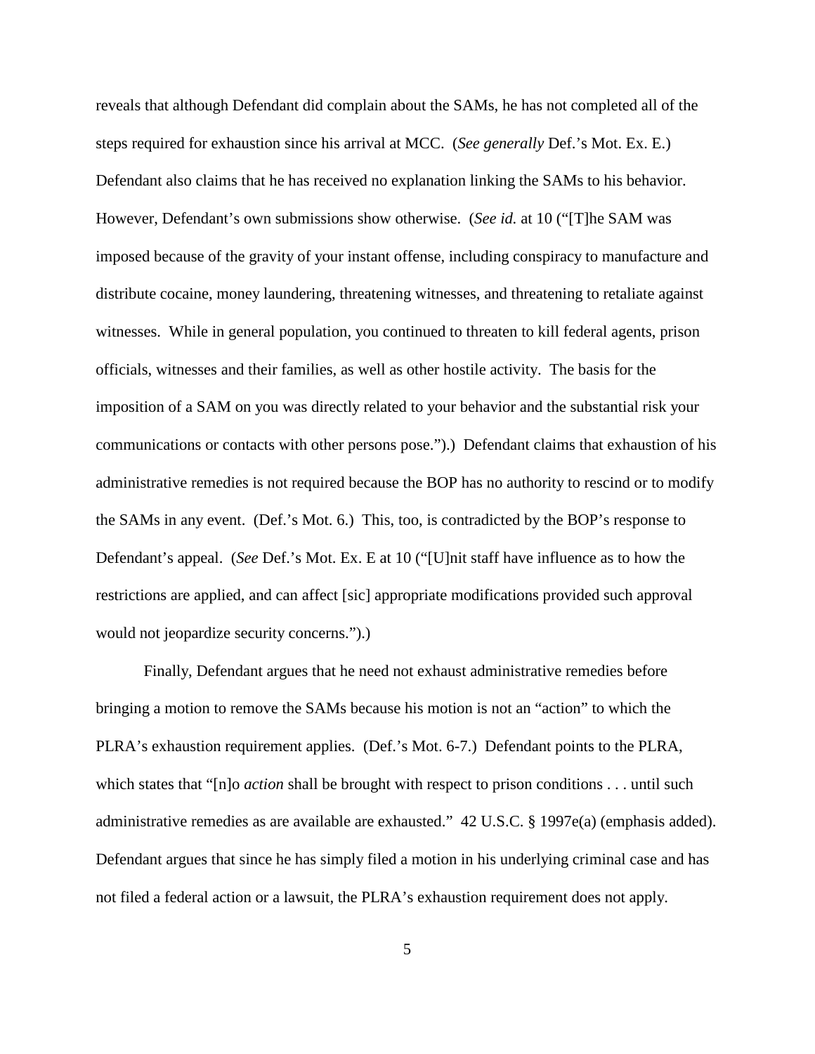reveals that although Defendant did complain about the SAMs, he has not completed all of the steps required for exhaustion since his arrival at MCC. (*See generally* Def.'s Mot. Ex. E.) Defendant also claims that he has received no explanation linking the SAMs to his behavior. However, Defendant's own submissions show otherwise. (*See id.* at 10 ("[T]he SAM was imposed because of the gravity of your instant offense, including conspiracy to manufacture and distribute cocaine, money laundering, threatening witnesses, and threatening to retaliate against witnesses. While in general population, you continued to threaten to kill federal agents, prison officials, witnesses and their families, as well as other hostile activity. The basis for the imposition of a SAM on you was directly related to your behavior and the substantial risk your communications or contacts with other persons pose.").) Defendant claims that exhaustion of his administrative remedies is not required because the BOP has no authority to rescind or to modify the SAMs in any event. (Def.'s Mot. 6.) This, too, is contradicted by the BOP's response to Defendant's appeal. (*See* Def.'s Mot. Ex. E at 10 ("[U]nit staff have influence as to how the restrictions are applied, and can affect [sic] appropriate modifications provided such approval would not jeopardize security concerns.").)

Finally, Defendant argues that he need not exhaust administrative remedies before bringing a motion to remove the SAMs because his motion is not an "action" to which the PLRA's exhaustion requirement applies. (Def.'s Mot. 6-7.) Defendant points to the PLRA, which states that "[n]o *action* shall be brought with respect to prison conditions . . . until such administrative remedies as are available are exhausted." 42 U.S.C. § 1997e(a) (emphasis added). Defendant argues that since he has simply filed a motion in his underlying criminal case and has not filed a federal action or a lawsuit, the PLRA's exhaustion requirement does not apply.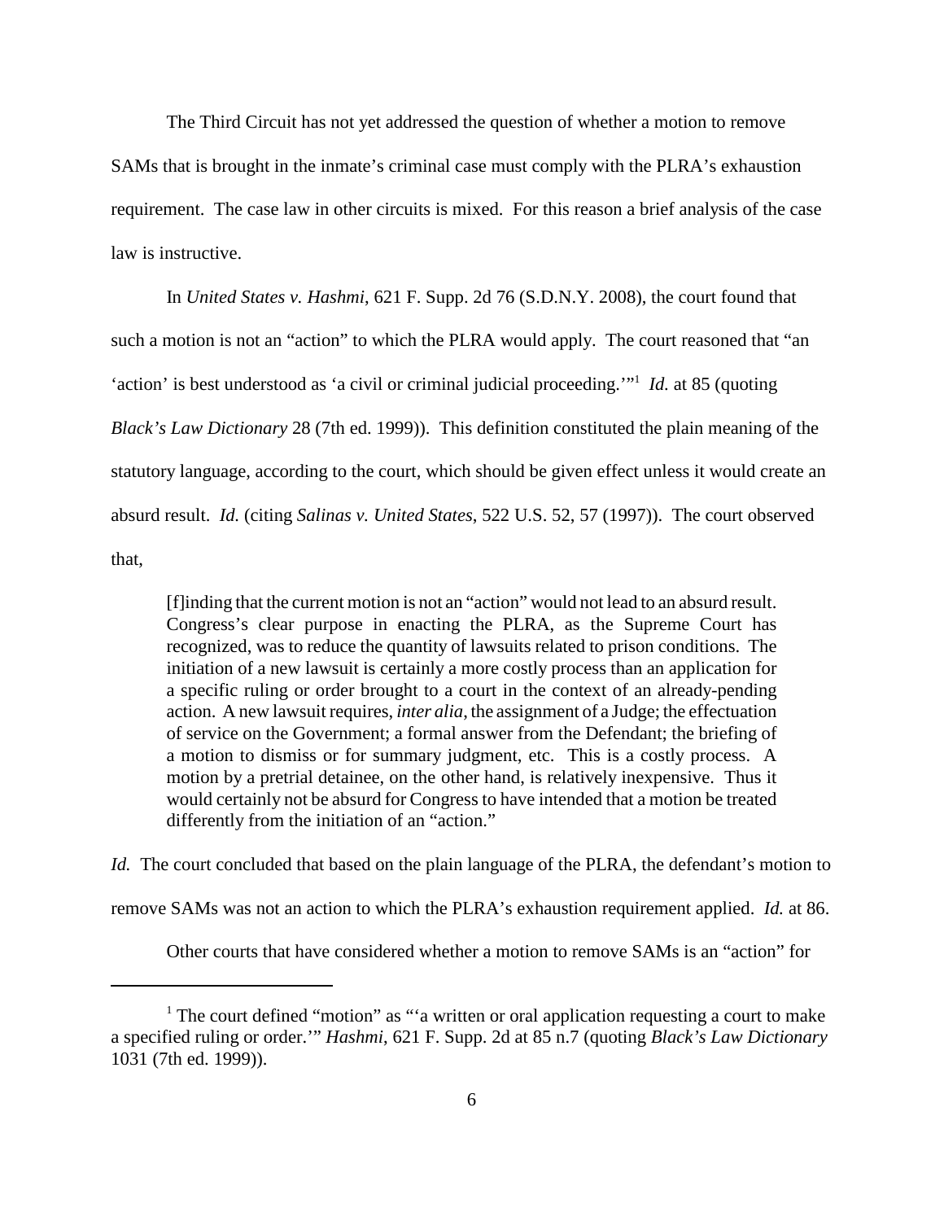The Third Circuit has not yet addressed the question of whether a motion to remove SAMs that is brought in the inmate's criminal case must comply with the PLRA's exhaustion requirement. The case law in other circuits is mixed. For this reason a brief analysis of the case law is instructive.

In *United States v. Hashmi*, 621 F. Supp. 2d 76 (S.D.N.Y. 2008), the court found that such a motion is not an "action" to which the PLRA would apply. The court reasoned that "an 'action' is best understood as 'a civil or criminal judicial proceeding.'"[1] *Id.* at 85 (quoting *Black's Law Dictionary* 28 (7th ed. 1999)). This definition constituted the plain meaning of the statutory language, according to the court, which should be given effect unless it would create an absurd result. *Id.* (citing *Salinas v. United States*, 522 U.S. 52, 57 (1997)). The court observed that,

> [f]inding that the current motion is not an "action" would not lead to an absurd result. Congress's clear purpose in enacting the PLRA, as the Supreme Court has recognized, was to reduce the quantity of lawsuits related to prison conditions. The initiation of a new lawsuit is certainly a more costly process than an application for a specific ruling or order brought to a court in the context of an already-pending action. A new lawsuit requires, *inter alia*, the assignment of a Judge; the effectuation of service on the Government; a formal answer from the Defendant; the briefing of a motion to dismiss or for summary judgment, etc. This is a costly process. A motion by a pretrial detainee, on the other hand, is relatively inexpensive. Thus it would certainly not be absurd for Congress to have intended that a motion be treated differently from the initiation of an "action."

*Id.* The court concluded that based on the plain language of the PLRA, the defendant's motion to remove SAMs was not an action to which the PLRA's exhaustion requirement applied. *Id.* at 86.

Other courts that have considered whether a motion to remove SAMs is an "action" for

[1] The court defined "motion" as "'a written or oral application requesting a court to make a specified ruling or order.'" *Hashmi*, 621 F. Supp. 2d at 85 n.7 (quoting *Black's Law Dictionary* 1031 (7th ed. 1999)).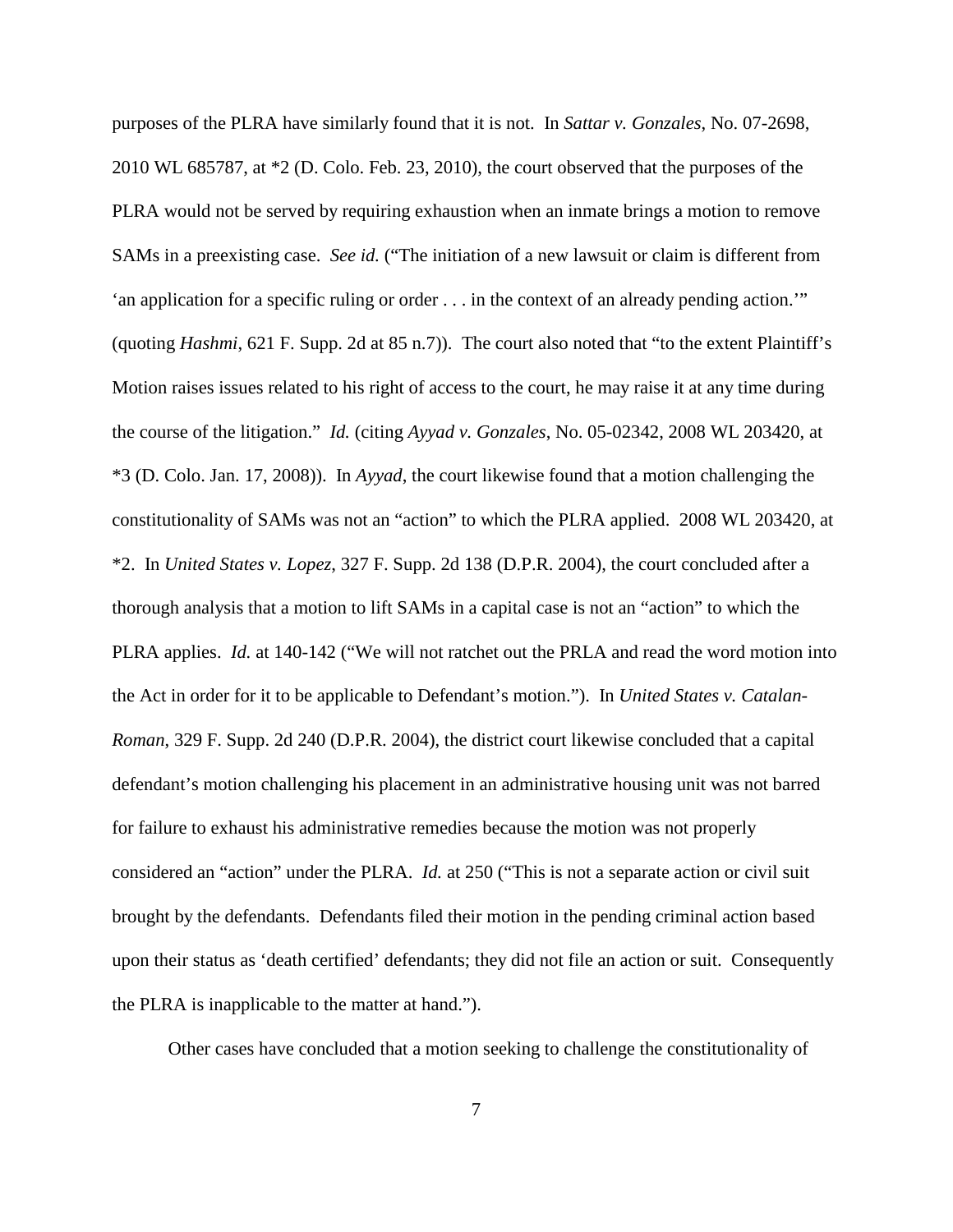purposes of the PLRA have similarly found that it is not. In *Sattar v. Gonzales*, No. 07-2698, 2010 WL 685787, at *2 (D. Colo. Feb. 23, 2010), the court observed that the purposes of the PLRA would not be served by requiring exhaustion when an inmate brings a motion to remove SAMs in a preexisting case. *See id.* ("The initiation of a new lawsuit or claim is different from 'an application for a specific ruling or order . . . in the context of an already pending action.'" (quoting *Hashmi*, 621 F. Supp. 2d at 85 n.7)). The court also noted that "to the extent Plaintiff's Motion raises issues related to his right of access to the court, he may raise it at any time during the course of the litigation." *Id.* (citing *Ayyad v. Gonzales*, No. 05-02342, 2008 WL 203420, at *3 (D. Colo. Jan. 17, 2008)). In *Ayyad*, the court likewise found that a motion challenging the constitutionality of SAMs was not an "action" to which the PLRA applied. 2008 WL 203420, at *2. In *United States v. Lopez*, 327 F. Supp. 2d 138 (D.P.R. 2004), the court concluded after a thorough analysis that a motion to lift SAMs in a capital case is not an "action" to which the PLRA applies. *Id.* at 140-142 ("We will not ratchet out the PRLA and read the word motion into the Act in order for it to be applicable to Defendant's motion."). In *United States v. Catalan-Roman*, 329 F. Supp. 2d 240 (D.P.R. 2004), the district court likewise concluded that a capital defendant's motion challenging his placement in an administrative housing unit was not barred for failure to exhaust his administrative remedies because the motion was not properly considered an "action" under the PLRA. *Id.* at 250 ("This is not a separate action or civil suit brought by the defendants. Defendants filed their motion in the pending criminal action based upon their status as 'death certified' defendants; they did not file an action or suit. Consequently the PLRA is inapplicable to the matter at hand.").

Other cases have concluded that a motion seeking to challenge the constitutionality of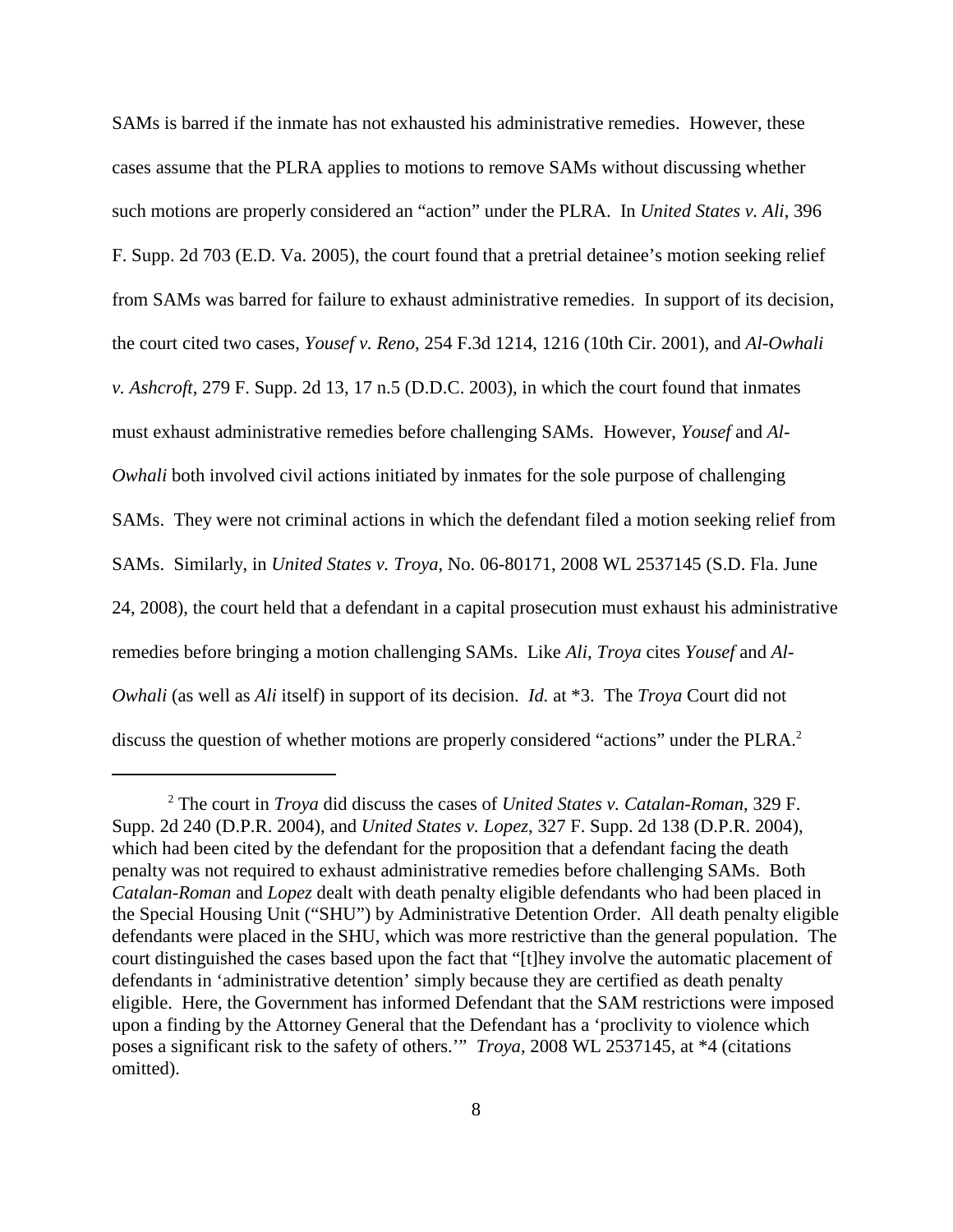SAMs is barred if the inmate has not exhausted his administrative remedies. However, these cases assume that the PLRA applies to motions to remove SAMs without discussing whether such motions are properly considered an "action" under the PLRA. In *United States v. Ali*, 396 F. Supp. 2d 703 (E.D. Va. 2005), the court found that a pretrial detainee's motion seeking relief from SAMs was barred for failure to exhaust administrative remedies. In support of its decision, the court cited two cases, *Yousef v. Reno*, 254 F.3d 1214, 1216 (10th Cir. 2001), and *Al-Owhali v. Ashcroft*, 279 F. Supp. 2d 13, 17 n.5 (D.D.C. 2003), in which the court found that inmates must exhaust administrative remedies before challenging SAMs. However, *Yousef* and *Al-Owhali* both involved civil actions initiated by inmates for the sole purpose of challenging SAMs. They were not criminal actions in which the defendant filed a motion seeking relief from SAMs. Similarly, in *United States v. Troya*, No. 06-80171, 2008 WL 2537145 (S.D. Fla. June 24, 2008), the court held that a defendant in a capital prosecution must exhaust his administrative remedies before bringing a motion challenging SAMs. Like *Ali*, *Troya* cites *Yousef* and *Al-Owhali* (as well as *Ali* itself) in support of its decision. *Id.* at *3. The *Troya* Court did not discuss the question of whether motions are properly considered "actions" under the PLRA.[2]

[2] The court in *Troya* did discuss the cases of *United States v. Catalan-Roman*, 329 F. Supp. 2d 240 (D.P.R. 2004), and *United States v. Lopez*, 327 F. Supp. 2d 138 (D.P.R. 2004), which had been cited by the defendant for the proposition that a defendant facing the death penalty was not required to exhaust administrative remedies before challenging SAMs. Both *Catalan-Roman* and *Lopez* dealt with death penalty eligible defendants who had been placed in the Special Housing Unit ("SHU") by Administrative Detention Order. All death penalty eligible defendants were placed in the SHU, which was more restrictive than the general population. The court distinguished the cases based upon the fact that "[t]hey involve the automatic placement of defendants in 'administrative detention' simply because they are certified as death penalty eligible. Here, the Government has informed Defendant that the SAM restrictions were imposed upon a finding by the Attorney General that the Defendant has a 'proclivity to violence which poses a significant risk to the safety of others.'" *Troya*, 2008 WL 2537145, at *4 (citations omitted).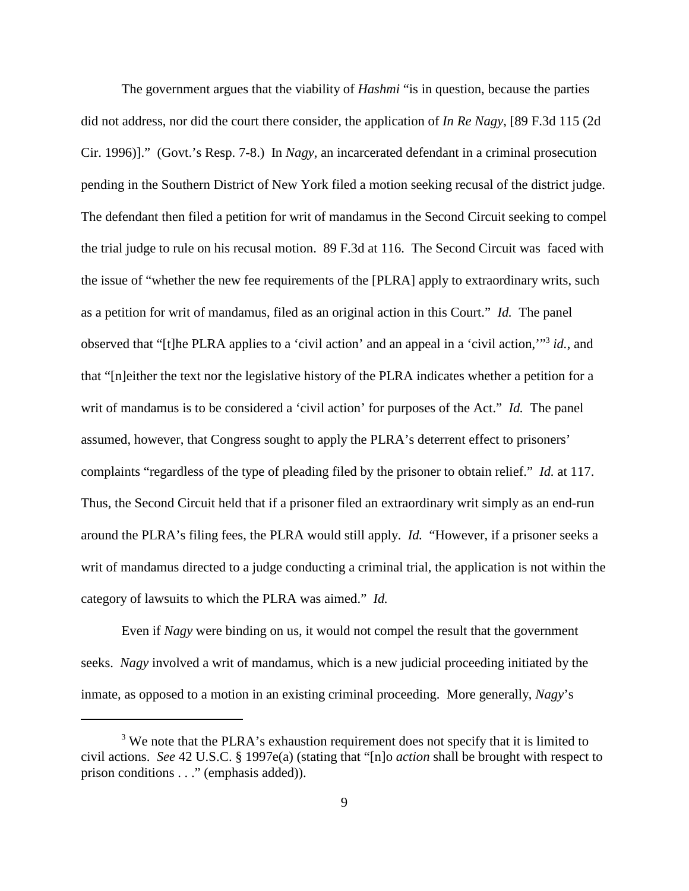The government argues that the viability of *Hashmi* "is in question, because the parties did not address, nor did the court there consider, the application of *In Re Nagy*, [89 F.3d 115 (2d Cir. 1996)]." (Govt.'s Resp. 7-8.) In *Nagy*, an incarcerated defendant in a criminal prosecution pending in the Southern District of New York filed a motion seeking recusal of the district judge. The defendant then filed a petition for writ of mandamus in the Second Circuit seeking to compel the trial judge to rule on his recusal motion. 89 F.3d at 116. The Second Circuit was faced with the issue of "whether the new fee requirements of the [PLRA] apply to extraordinary writs, such as a petition for writ of mandamus, filed as an original action in this Court." *Id.* The panel observed that "[t]he PLRA applies to a 'civil action' and an appeal in a 'civil action,'"[3] *id.*, and that "[n]either the text nor the legislative history of the PLRA indicates whether a petition for a writ of mandamus is to be considered a 'civil action' for purposes of the Act." *Id.* The panel assumed, however, that Congress sought to apply the PLRA's deterrent effect to prisoners' complaints "regardless of the type of pleading filed by the prisoner to obtain relief." *Id.* at 117. Thus, the Second Circuit held that if a prisoner filed an extraordinary writ simply as an end-run around the PLRA's filing fees, the PLRA would still apply. *Id.* "However, if a prisoner seeks a writ of mandamus directed to a judge conducting a criminal trial, the application is not within the category of lawsuits to which the PLRA was aimed." *Id.*

Even if *Nagy* were binding on us, it would not compel the result that the government seeks. *Nagy* involved a writ of mandamus, which is a new judicial proceeding initiated by the inmate, as opposed to a motion in an existing criminal proceeding. More generally, *Nagy*'s

[3] We note that the PLRA's exhaustion requirement does not specify that it is limited to civil actions. *See* 42 U.S.C. § 1997e(a) (stating that "[n]o *action* shall be brought with respect to prison conditions . . ." (emphasis added)).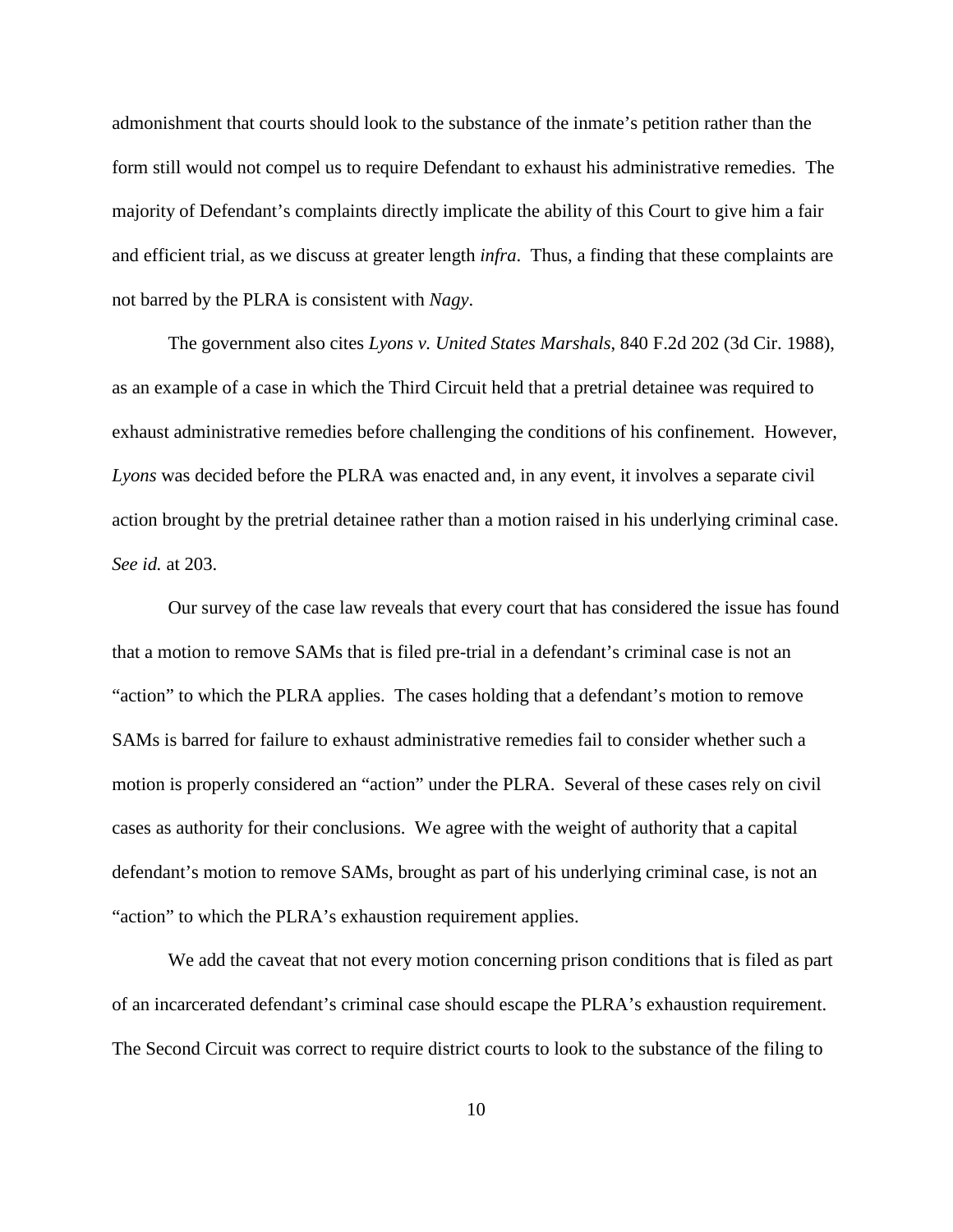admonishment that courts should look to the substance of the inmate's petition rather than the form still would not compel us to require Defendant to exhaust his administrative remedies. The majority of Defendant's complaints directly implicate the ability of this Court to give him a fair and efficient trial, as we discuss at greater length *infra*. Thus, a finding that these complaints are not barred by the PLRA is consistent with *Nagy*.

The government also cites *Lyons v. United States Marshals*, 840 F.2d 202 (3d Cir. 1988), as an example of a case in which the Third Circuit held that a pretrial detainee was required to exhaust administrative remedies before challenging the conditions of his confinement. However, *Lyons* was decided before the PLRA was enacted and, in any event, it involves a separate civil action brought by the pretrial detainee rather than a motion raised in his underlying criminal case. *See id.* at 203.

Our survey of the case law reveals that every court that has considered the issue has found that a motion to remove SAMs that is filed pre-trial in a defendant's criminal case is not an "action" to which the PLRA applies. The cases holding that a defendant's motion to remove SAMs is barred for failure to exhaust administrative remedies fail to consider whether such a motion is properly considered an "action" under the PLRA. Several of these cases rely on civil cases as authority for their conclusions. We agree with the weight of authority that a capital defendant's motion to remove SAMs, brought as part of his underlying criminal case, is not an "action" to which the PLRA's exhaustion requirement applies.

We add the caveat that not every motion concerning prison conditions that is filed as part of an incarcerated defendant's criminal case should escape the PLRA's exhaustion requirement. The Second Circuit was correct to require district courts to look to the substance of the filing to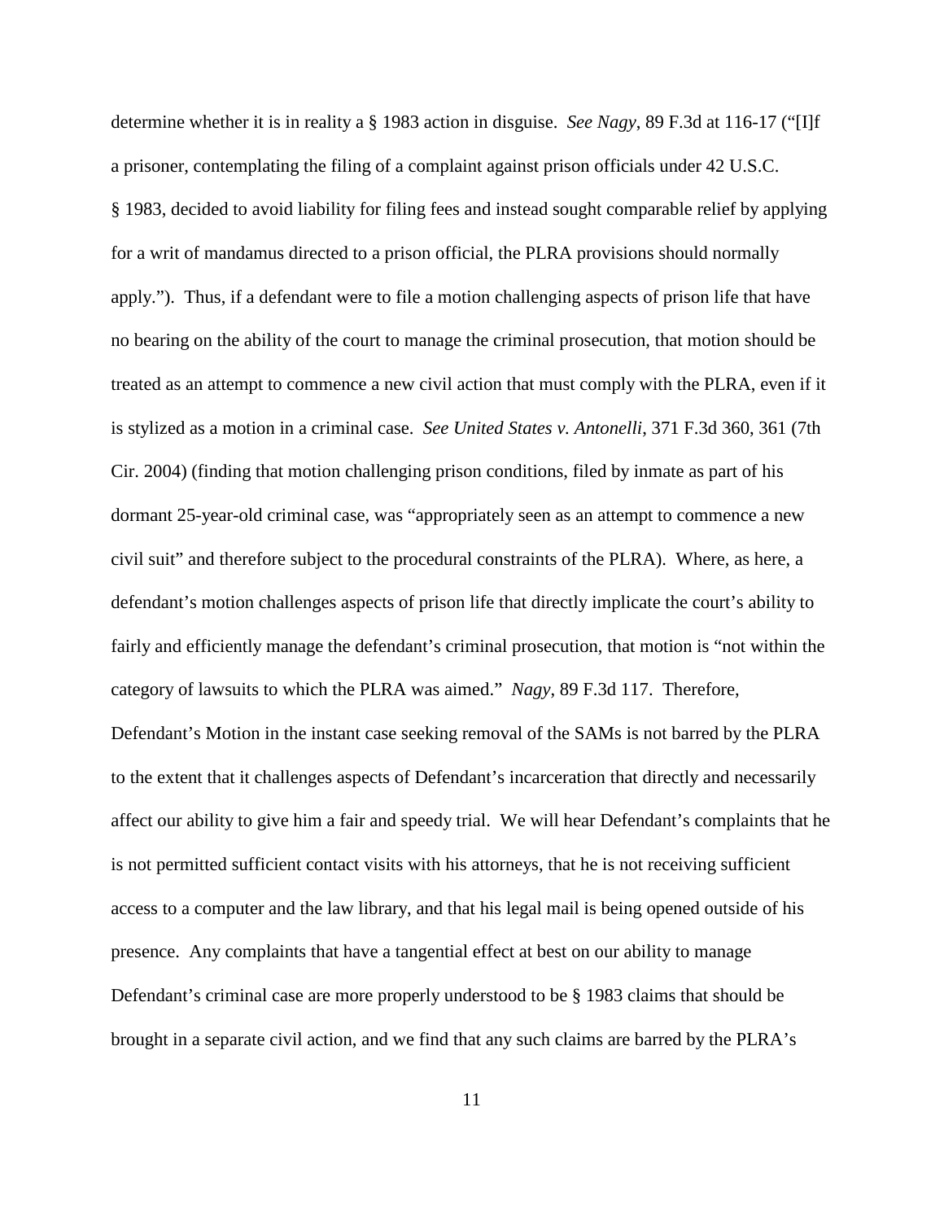determine whether it is in reality a § 1983 action in disguise. *See Nagy*, 89 F.3d at 116-17 ("[I]f a prisoner, contemplating the filing of a complaint against prison officials under 42 U.S.C. § 1983, decided to avoid liability for filing fees and instead sought comparable relief by applying for a writ of mandamus directed to a prison official, the PLRA provisions should normally apply."). Thus, if a defendant were to file a motion challenging aspects of prison life that have no bearing on the ability of the court to manage the criminal prosecution, that motion should be treated as an attempt to commence a new civil action that must comply with the PLRA, even if it is stylized as a motion in a criminal case. *See United States v. Antonelli*, 371 F.3d 360, 361 (7th Cir. 2004) (finding that motion challenging prison conditions, filed by inmate as part of his dormant 25-year-old criminal case, was "appropriately seen as an attempt to commence a new civil suit" and therefore subject to the procedural constraints of the PLRA). Where, as here, a defendant's motion challenges aspects of prison life that directly implicate the court's ability to fairly and efficiently manage the defendant's criminal prosecution, that motion is "not within the category of lawsuits to which the PLRA was aimed." *Nagy*, 89 F.3d 117. Therefore, Defendant's Motion in the instant case seeking removal of the SAMs is not barred by the PLRA to the extent that it challenges aspects of Defendant's incarceration that directly and necessarily affect our ability to give him a fair and speedy trial. We will hear Defendant's complaints that he is not permitted sufficient contact visits with his attorneys, that he is not receiving sufficient access to a computer and the law library, and that his legal mail is being opened outside of his presence. Any complaints that have a tangential effect at best on our ability to manage Defendant's criminal case are more properly understood to be § 1983 claims that should be brought in a separate civil action, and we find that any such claims are barred by the PLRA's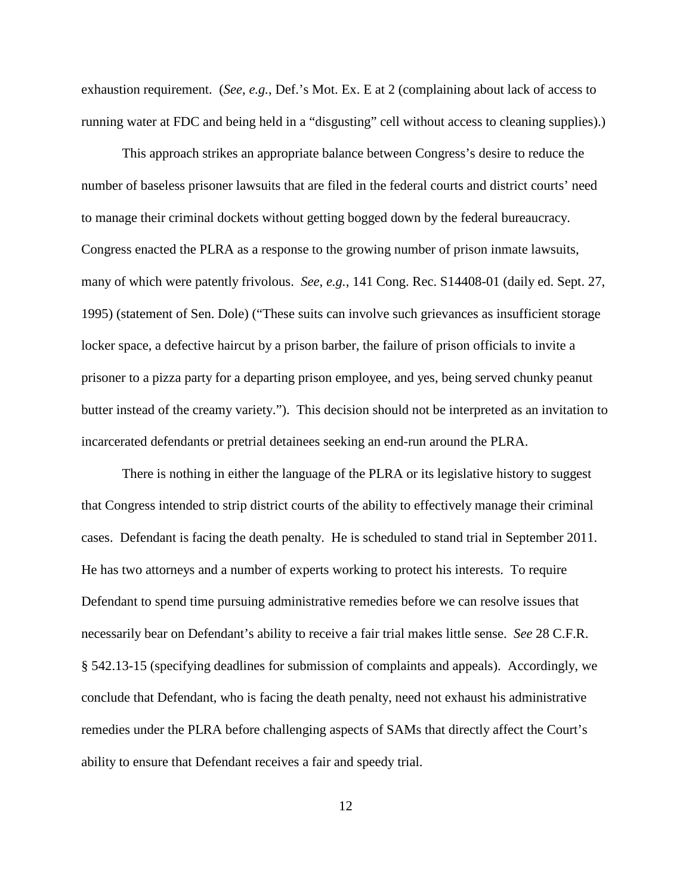exhaustion requirement. (*See, e.g.*, Def.'s Mot. Ex. E at 2 (complaining about lack of access to running water at FDC and being held in a "disgusting" cell without access to cleaning supplies).)

This approach strikes an appropriate balance between Congress's desire to reduce the number of baseless prisoner lawsuits that are filed in the federal courts and district courts' need to manage their criminal dockets without getting bogged down by the federal bureaucracy. Congress enacted the PLRA as a response to the growing number of prison inmate lawsuits, many of which were patently frivolous. *See, e.g.*, 141 Cong. Rec. S14408-01 (daily ed. Sept. 27, 1995) (statement of Sen. Dole) ("These suits can involve such grievances as insufficient storage locker space, a defective haircut by a prison barber, the failure of prison officials to invite a prisoner to a pizza party for a departing prison employee, and yes, being served chunky peanut butter instead of the creamy variety."). This decision should not be interpreted as an invitation to incarcerated defendants or pretrial detainees seeking an end-run around the PLRA.

There is nothing in either the language of the PLRA or its legislative history to suggest that Congress intended to strip district courts of the ability to effectively manage their criminal cases. Defendant is facing the death penalty. He is scheduled to stand trial in September 2011. He has two attorneys and a number of experts working to protect his interests. To require Defendant to spend time pursuing administrative remedies before we can resolve issues that necessarily bear on Defendant's ability to receive a fair trial makes little sense. *See* 28 C.F.R. § 542.13-15 (specifying deadlines for submission of complaints and appeals). Accordingly, we conclude that Defendant, who is facing the death penalty, need not exhaust his administrative remedies under the PLRA before challenging aspects of SAMs that directly affect the Court's ability to ensure that Defendant receives a fair and speedy trial.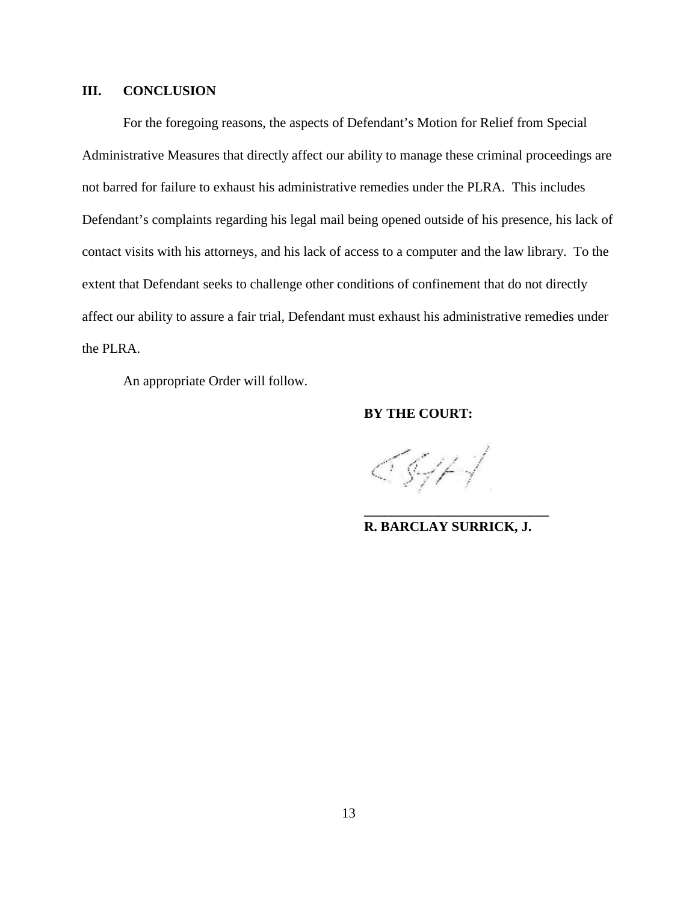## III. CONCLUSION

For the foregoing reasons, the aspects of Defendant's Motion for Relief from Special Administrative Measures that directly affect our ability to manage these criminal proceedings are not barred for failure to exhaust his administrative remedies under the PLRA. This includes Defendant's complaints regarding his legal mail being opened outside of his presence, his lack of contact visits with his attorneys, and his lack of access to a computer and the law library. To the extent that Defendant seeks to challenge other conditions of confinement that do not directly affect our ability to assure a fair trial, Defendant must exhaust his administrative remedies under the PLRA.

An appropriate Order will follow.

**BY THE COURT:**

**_________________________**
**R. BARCLAY SURRICK, J.**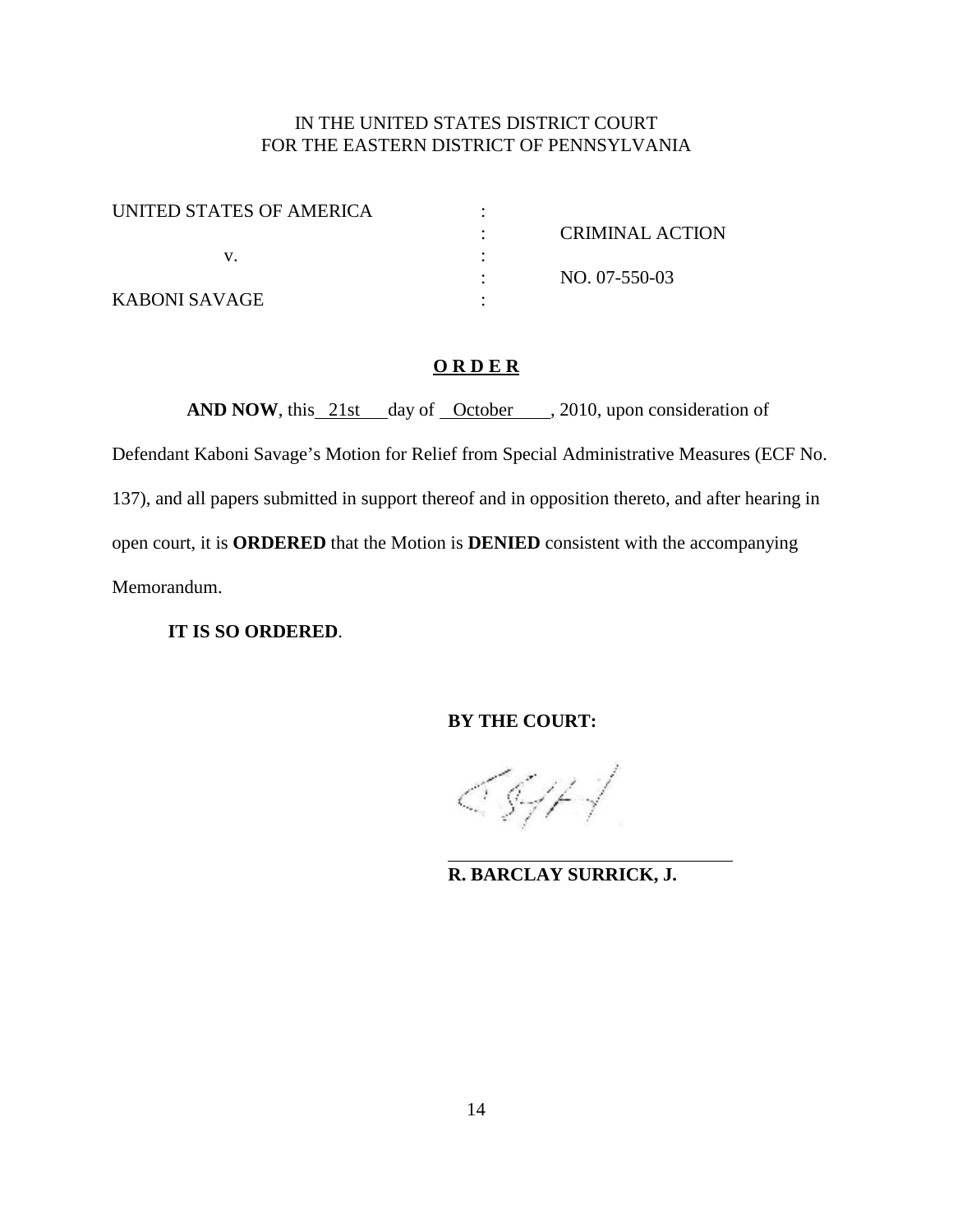IN THE UNITED STATES DISTRICT COURT
FOR THE EASTERN DISTRICT OF PENNSYLVANIA

| | | |
|---|---|---|
| UNITED STATES OF AMERICA | : | |
| | : | CRIMINAL ACTION |
| v. | : | |
| | : | NO. 07-550-03 |
| KABONI SAVAGE | : | |

**O R D E R**

**AND NOW**, this 21st day of October, 2010, upon consideration of Defendant Kaboni Savage's Motion for Relief from Special Administrative Measures (ECF No. 137), and all papers submitted in support thereof and in opposition thereto, and after hearing in open court, it is **ORDERED** that the Motion is **DENIED** consistent with the accompanying Memorandum.

**IT IS SO ORDERED**.

**BY THE COURT:**

**R. BARCLAY SURRICK, J.**